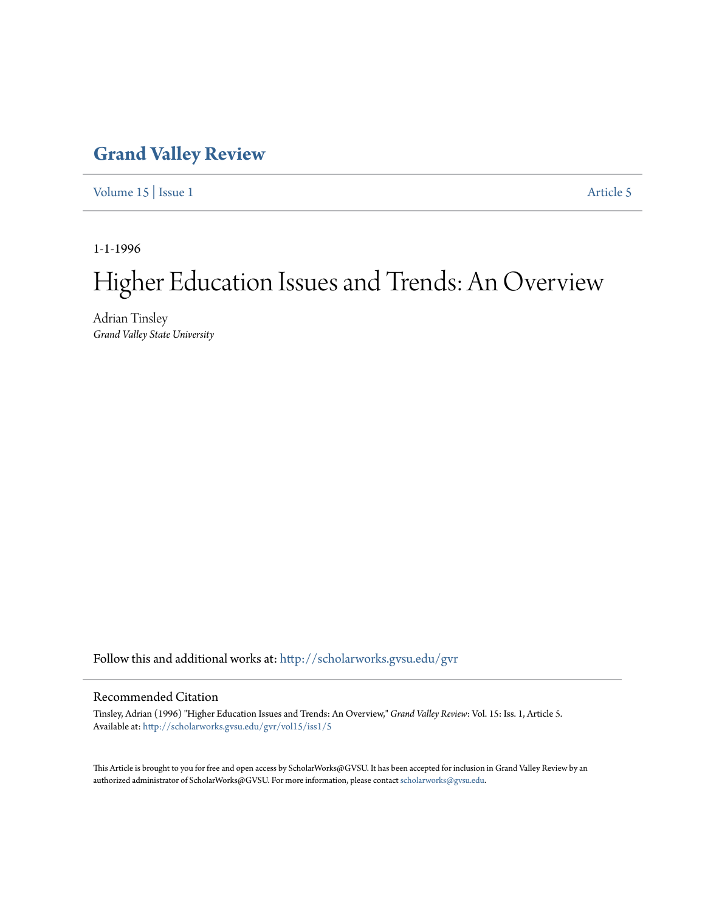# Grand Valley Review

Volume 15 | Issue 1 Article 5

1-1-1996

# Higher Education Issues and Trends: An Overview

Adrian Tinsley
*Grand Valley State University*

Follow this and additional works at: http://scholarworks.gvsu.edu/gvr

## Recommended Citation

Tinsley, Adrian (1996) "Higher Education Issues and Trends: An Overview," *Grand Valley Review*: Vol. 15: Iss. 1, Article 5.
Available at: http://scholarworks.gvsu.edu/gvr/vol15/iss1/5

This Article is brought to you for free and open access by ScholarWorks@GVSU. It has been accepted for inclusion in Grand Valley Review by an authorized administrator of ScholarWorks@GVSU. For more information, please contact scholarworks@gvsu.edu.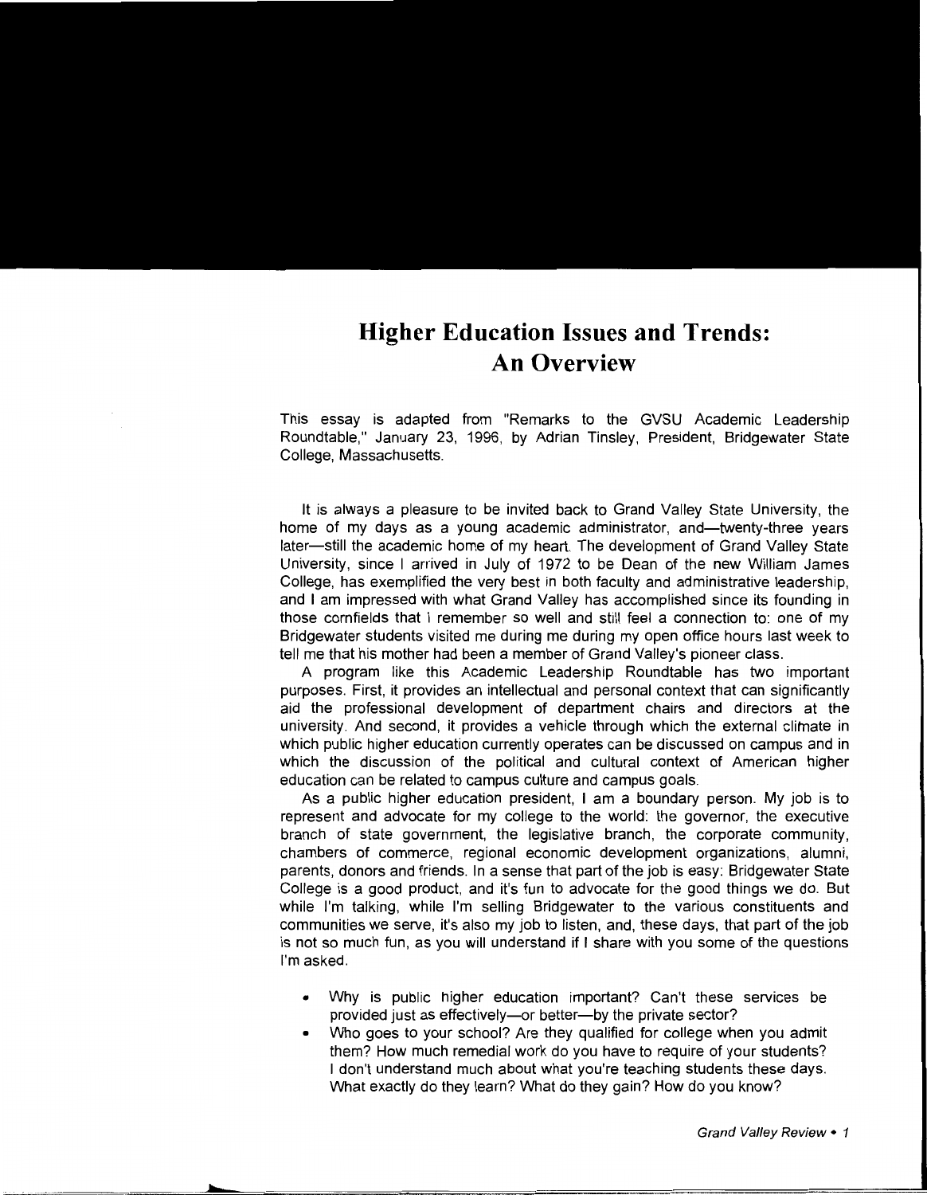# Higher Education Issues and Trends: An Overview

This essay is adapted from "Remarks to the GVSU Academic Leadership Roundtable," January 23, 1996, by Adrian Tinsley, President, Bridgewater State College, Massachusetts.

It is always a pleasure to be invited back to Grand Valley State University, the home of my days as a young academic administrator, and—twenty-three years later—still the academic home of my heart. The development of Grand Valley State University, since I arrived in July of 1972 to be Dean of the new William James College, has exemplified the very best in both faculty and administrative leadership, and I am impressed with what Grand Valley has accomplished since its founding in those cornfields that I remember so well and still feel a connection to: one of my Bridgewater students visited me during me during my open office hours last week to tell me that his mother had been a member of Grand Valley's pioneer class.

A program like this Academic Leadership Roundtable has two important purposes. First, it provides an intellectual and personal context that can significantly aid the professional development of department chairs and directors at the university. And second, it provides a vehicle through which the external climate in which public higher education currently operates can be discussed on campus and in which the discussion of the political and cultural context of American higher education can be related to campus culture and campus goals.

As a public higher education president, I am a boundary person. My job is to represent and advocate for my college to the world: the governor, the executive branch of state government, the legislative branch, the corporate community, chambers of commerce, regional economic development organizations, alumni, parents, donors and friends. In a sense that part of the job is easy: Bridgewater State College is a good product, and it's fun to advocate for the good things we do. But while I'm talking, while I'm selling Bridgewater to the various constituents and communities we serve, it's also my job to listen, and, these days, that part of the job is not so much fun, as you will understand if I share with you some of the questions I'm asked.

- Why is public higher education important? Can't these services be provided just as effectively—or better—by the private sector?
- Who goes to your school? Are they qualified for college when you admit them? How much remedial work do you have to require of your students? I don't understand much about what you're teaching students these days. What exactly do they learn? What do they gain? How do you know?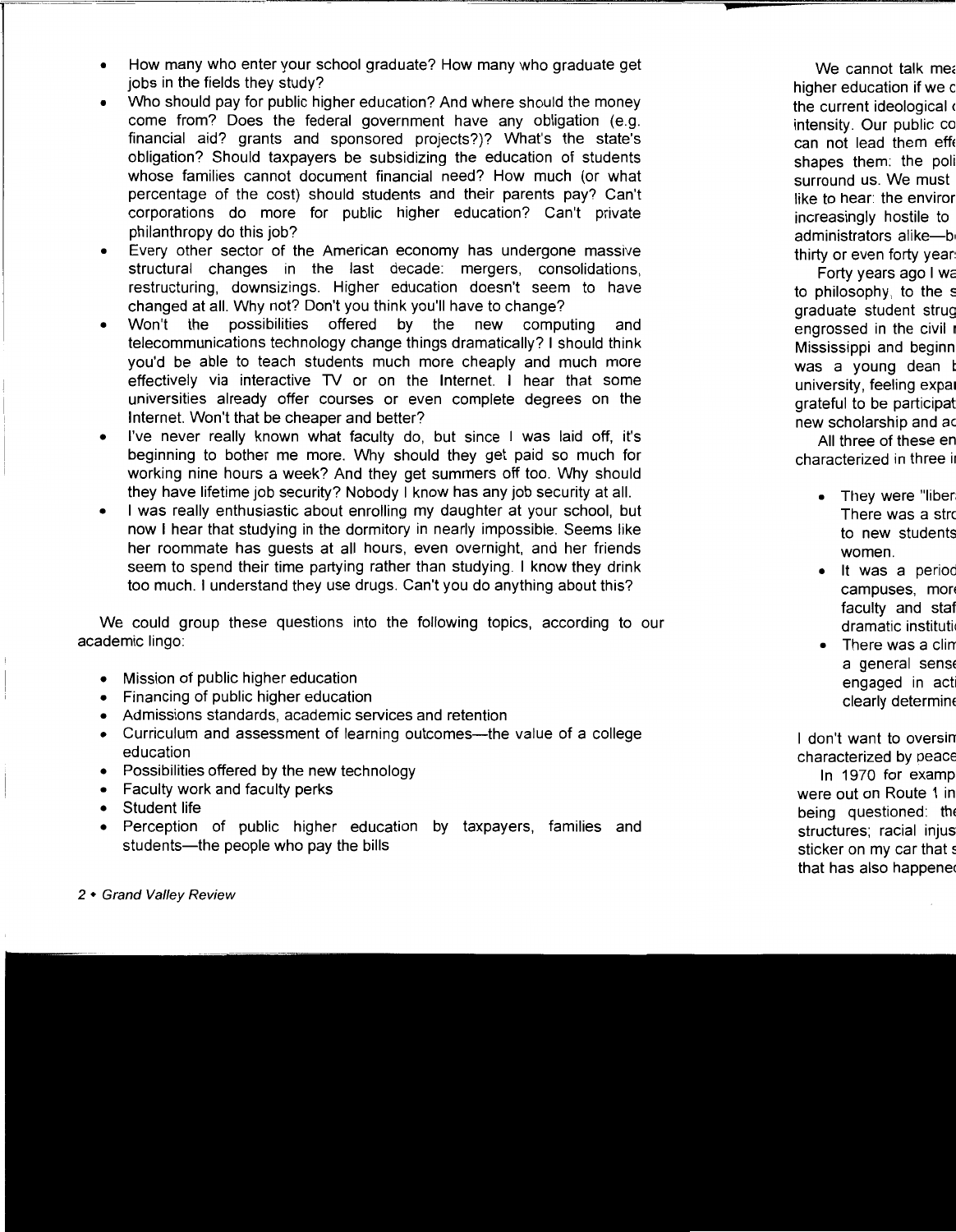- How many who enter your school graduate? How many who graduate get jobs in the fields they study?
- Who should pay for public higher education? And where should the money come from? Does the federal government have any obligation (e.g. financial aid? grants and sponsored projects?)? What's the state's obligation? Should taxpayers be subsidizing the education of students whose families cannot document financial need? How much (or what percentage of the cost) should students and their parents pay? Can't corporations do more for public higher education? Can't private philanthropy do this job?
- Every other sector of the American economy has undergone massive structural changes in the last decade: mergers, consolidations, restructuring, downsizings. Higher education doesn't seem to have changed at all. Why not? Don't you think you'll have to change?
- Won't the possibilities offered by the new computing and telecommunications technology change things dramatically? I should think you'd be able to teach students much more cheaply and much more effectively via interactive TV or on the Internet. I hear that some universities already offer courses or even complete degrees on the Internet. Won't that be cheaper and better?
- I've never really known what faculty do, but since I was laid off, it's beginning to bother me more. Why should they get paid so much for working nine hours a week? And they get summers off too. Why should they have lifetime job security? Nobody I know has any job security at all.
- I was really enthusiastic about enrolling my daughter at your school, but now I hear that studying in the dormitory in nearly impossible. Seems like her roommate has guests at all hours, even overnight, and her friends seem to spend their time partying rather than studying. I know they drink too much. I understand they use drugs. Can't you do anything about this?

We could group these questions into the following topics, according to our academic lingo:

- Mission of public higher education
- Financing of public higher education
- Admissions standards, academic services and retention
- Curriculum and assessment of learning outcomes—the value of a college education
- Possibilities offered by the new technology
- Faculty work and faculty perks
- Student life
- Perception of public higher education by taxpayers, families and students—the people who pay the bills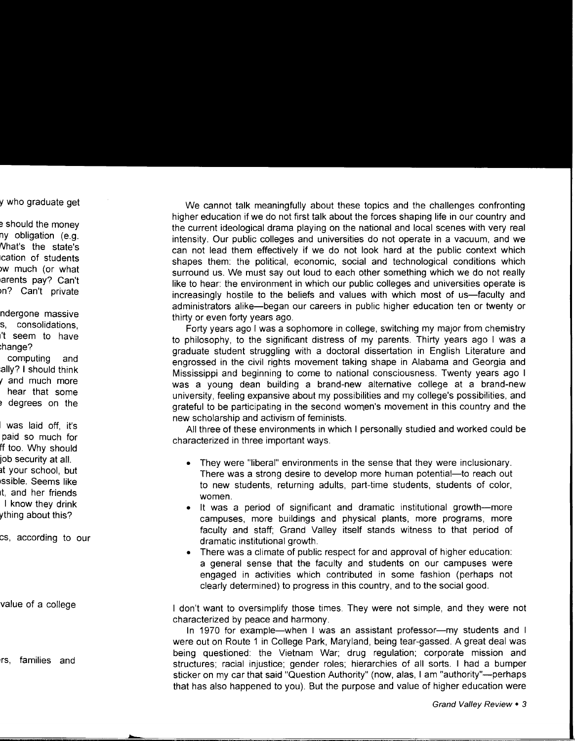We cannot talk meaningfully about these topics and the challenges confronting higher education if we do not first talk about the forces shaping life in our country and the current ideological drama playing on the national and local scenes with very real intensity. Our public colleges and universities do not operate in a vacuum, and we can not lead them effectively if we do not look hard at the public context which shapes them: the political, economic, social and technological conditions which surround us. We must say out loud to each other something which we do not really like to hear: the environment in which our public colleges and universities operate is increasingly hostile to the beliefs and values with which most of us—faculty and administrators alike—began our careers in public higher education ten or twenty or thirty or even forty years ago.

Forty years ago I was a sophomore in college, switching my major from chemistry to philosophy, to the significant distress of my parents. Thirty years ago I was a graduate student struggling with a doctoral dissertation in English Literature and engrossed in the civil rights movement taking shape in Alabama and Georgia and Mississippi and beginning to come to national consciousness. Twenty years ago I was a young dean building a brand-new alternative college at a brand-new university, feeling expansive about my possibilities and my college's possibilities, and grateful to be participating in the second women's movement in this country and the new scholarship and activism of feminists.

All three of these environments in which I personally studied and worked could be characterized in three important ways.

- They were "liberal" environments in the sense that they were inclusionary. There was a strong desire to develop more human potential—to reach out to new students, returning adults, part-time students, students of color, women.
- It was a period of significant and dramatic institutional growth—more campuses, more buildings and physical plants, more programs, more faculty and staff; Grand Valley itself stands witness to that period of dramatic institutional growth.
- There was a climate of public respect for and approval of higher education: a general sense that the faculty and students on our campuses were engaged in activities which contributed in some fashion (perhaps not clearly determined) to progress in this country, and to the social good.

I don't want to oversimplify those times. They were not simple, and they were not characterized by peace and harmony.

In 1970 for example—when I was an assistant professor—my students and I were out on Route 1 in College Park, Maryland, being tear-gassed. A great deal was being questioned: the Vietnam War; drug regulation; corporate mission and structures; racial injustice; gender roles; hierarchies of all sorts. I had a bumper sticker on my car that said "Question Authority" (now, alas, I am "authority"—perhaps that has also happened to you). But the purpose and value of higher education were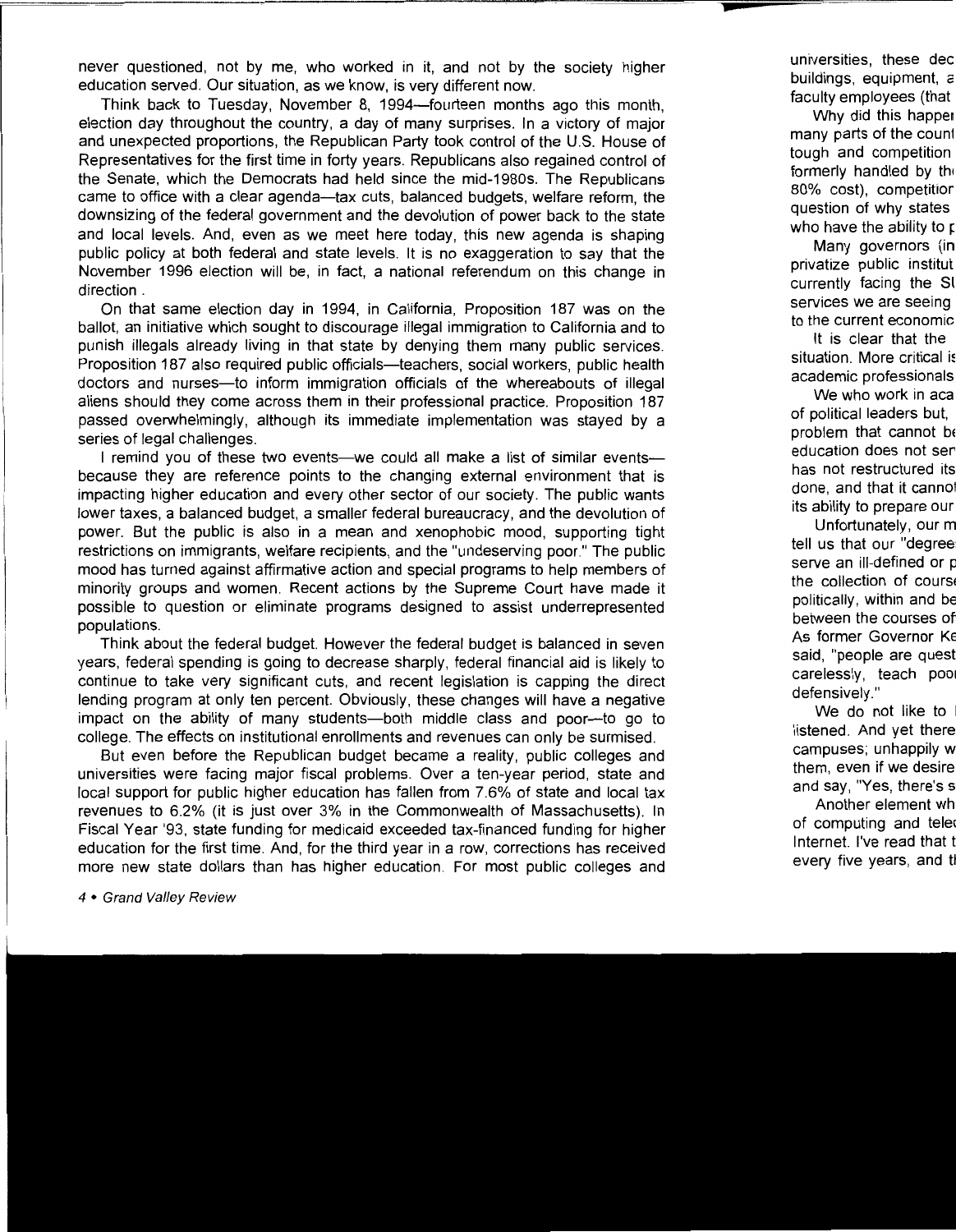never questioned, not by me, who worked in it, and not by the society higher education served. Our situation, as we know, is very different now.

Think back to Tuesday, November 8, 1994—fourteen months ago this month, election day throughout the country, a day of many surprises. In a victory of major and unexpected proportions, the Republican Party took control of the U.S. House of Representatives for the first time in forty years. Republicans also regained control of the Senate, which the Democrats had held since the mid-1980s. The Republicans came to office with a clear agenda—tax cuts, balanced budgets, welfare reform, the downsizing of the federal government and the devolution of power back to the state and local levels. And, even as we meet here today, this new agenda is shaping public policy at both federal and state levels. It is no exaggeration to say that the November 1996 election will be, in fact, a national referendum on this change in direction .

On that same election day in 1994, in California, Proposition 187 was on the ballot, an initiative which sought to discourage illegal immigration to California and to punish illegals already living in that state by denying them many public services. Proposition 187 also required public officials—teachers, social workers, public health doctors and nurses—to inform immigration officials of the whereabouts of illegal aliens should they come across them in their professional practice. Proposition 187 passed overwhelmingly, although its immediate implementation was stayed by a series of legal challenges.

I remind you of these two events—we could all make a list of similar events—because they are reference points to the changing external environment that is impacting higher education and every other sector of our society. The public wants lower taxes, a balanced budget, a smaller federal bureaucracy, and the devolution of power. But the public is also in a mean and xenophobic mood, supporting tight restrictions on immigrants, welfare recipients, and the "undeserving poor." The public mood has turned against affirmative action and special programs to help members of minority groups and women. Recent actions by the Supreme Court have made it possible to question or eliminate programs designed to assist underrepresented populations.

Think about the federal budget. However the federal budget is balanced in seven years, federal spending is going to decrease sharply, federal financial aid is likely to continue to take very significant cuts, and recent legislation is capping the direct lending program at only ten percent. Obviously, these changes will have a negative impact on the ability of many students—both middle class and poor—to go to college. The effects on institutional enrollments and revenues can only be surmised.

But even before the Republican budget became a reality, public colleges and universities were facing major fiscal problems. Over a ten-year period, state and local support for public higher education has fallen from 7.6% of state and local tax revenues to 6.2% (it is just over 3% in the Commonwealth of Massachusetts). In Fiscal Year '93, state funding for medicaid exceeded tax-financed funding for higher education for the first time. And, for the third year in a row, corrections has received more new state dollars than has higher education. For most public colleges and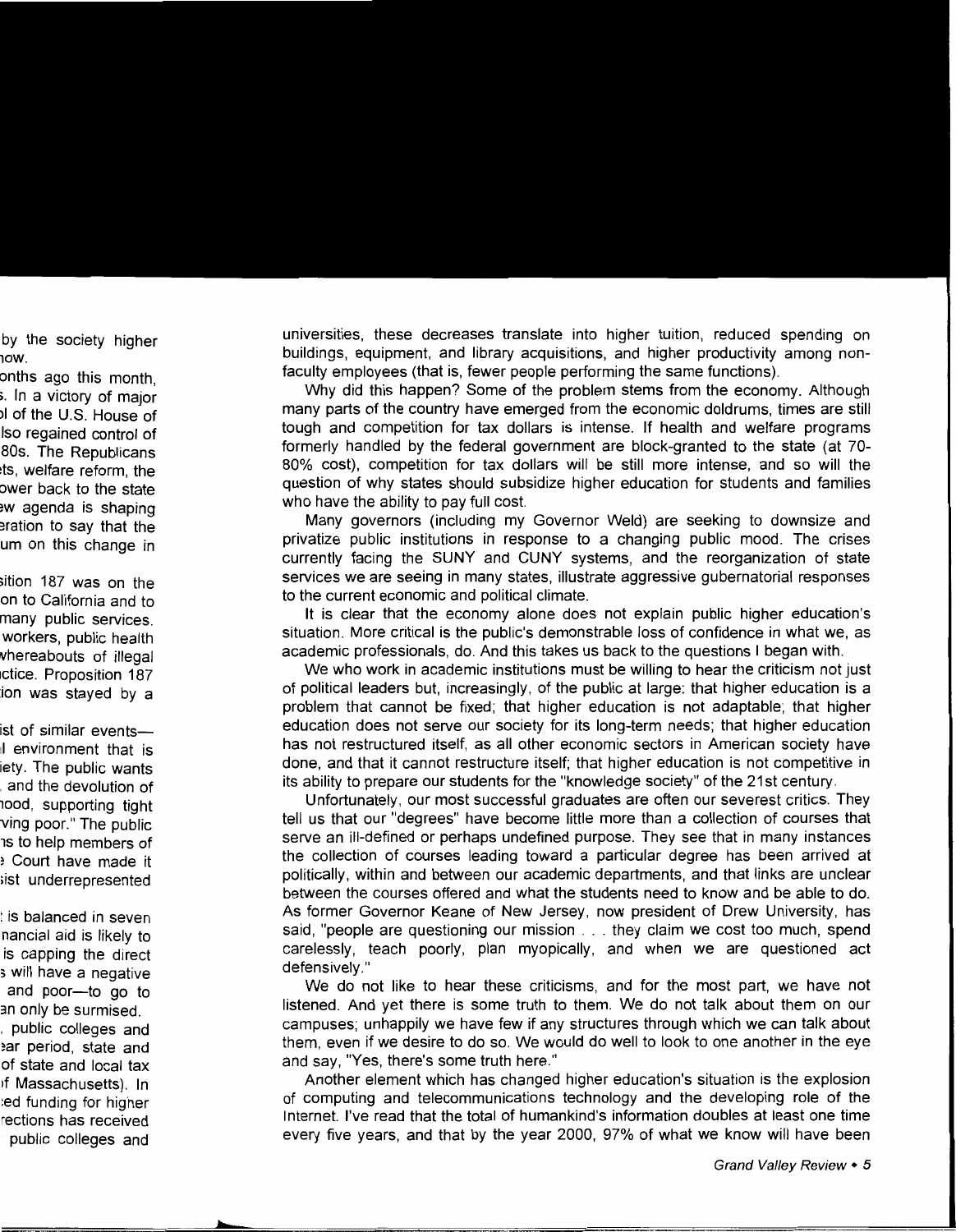universities, these decreases translate into higher tuition, reduced spending on buildings, equipment, and library acquisitions, and higher productivity among non-faculty employees (that is, fewer people performing the same functions).

Why did this happen? Some of the problem stems from the economy. Although many parts of the country have emerged from the economic doldrums, times are still tough and competition for tax dollars is intense. If health and welfare programs formerly handled by the federal government are block-granted to the state (at 70-80% cost), competition for tax dollars will be still more intense, and so will the question of why states should subsidize higher education for students and families who have the ability to pay full cost.

Many governors (including my Governor Weld) are seeking to downsize and privatize public institutions in response to a changing public mood. The crises currently facing the SUNY and CUNY systems, and the reorganization of state services we are seeing in many states, illustrate aggressive gubernatorial responses to the current economic and political climate.

It is clear that the economy alone does not explain public higher education's situation. More critical is the public's demonstrable loss of confidence in what we, as academic professionals, do. And this takes us back to the questions I began with.

We who work in academic institutions must be willing to hear the criticism not just of political leaders but, increasingly, of the public at large: that higher education is a problem that cannot be fixed; that higher education is not adaptable; that higher education does not serve our society for its long-term needs; that higher education has not restructured itself, as all other economic sectors in American society have done, and that it cannot restructure itself; that higher education is not competitive in its ability to prepare our students for the "knowledge society" of the 21st century.

Unfortunately, our most successful graduates are often our severest critics. They tell us that our "degrees" have become little more than a collection of courses that serve an ill-defined or perhaps undefined purpose. They see that in many instances the collection of courses leading toward a particular degree has been arrived at politically, within and between our academic departments, and that links are unclear between the courses offered and what the students need to know and be able to do. As former Governor Keane of New Jersey, now president of Drew University, has said, "people are questioning our mission . . . they claim we cost too much, spend carelessly, teach poorly, plan myopically, and when we are questioned act defensively."

We do not like to hear these criticisms, and for the most part, we have not listened. And yet there is some truth to them. We do not talk about them on our campuses; unhappily we have few if any structures through which we can talk about them, even if we desire to do so. We would do well to look to one another in the eye and say, "Yes, there's some truth here."

Another element which has changed higher education's situation is the explosion of computing and telecommunications technology and the developing role of the Internet. I've read that the total of humankind's information doubles at least one time every five years, and that by the year 2000, 97% of what we know will have been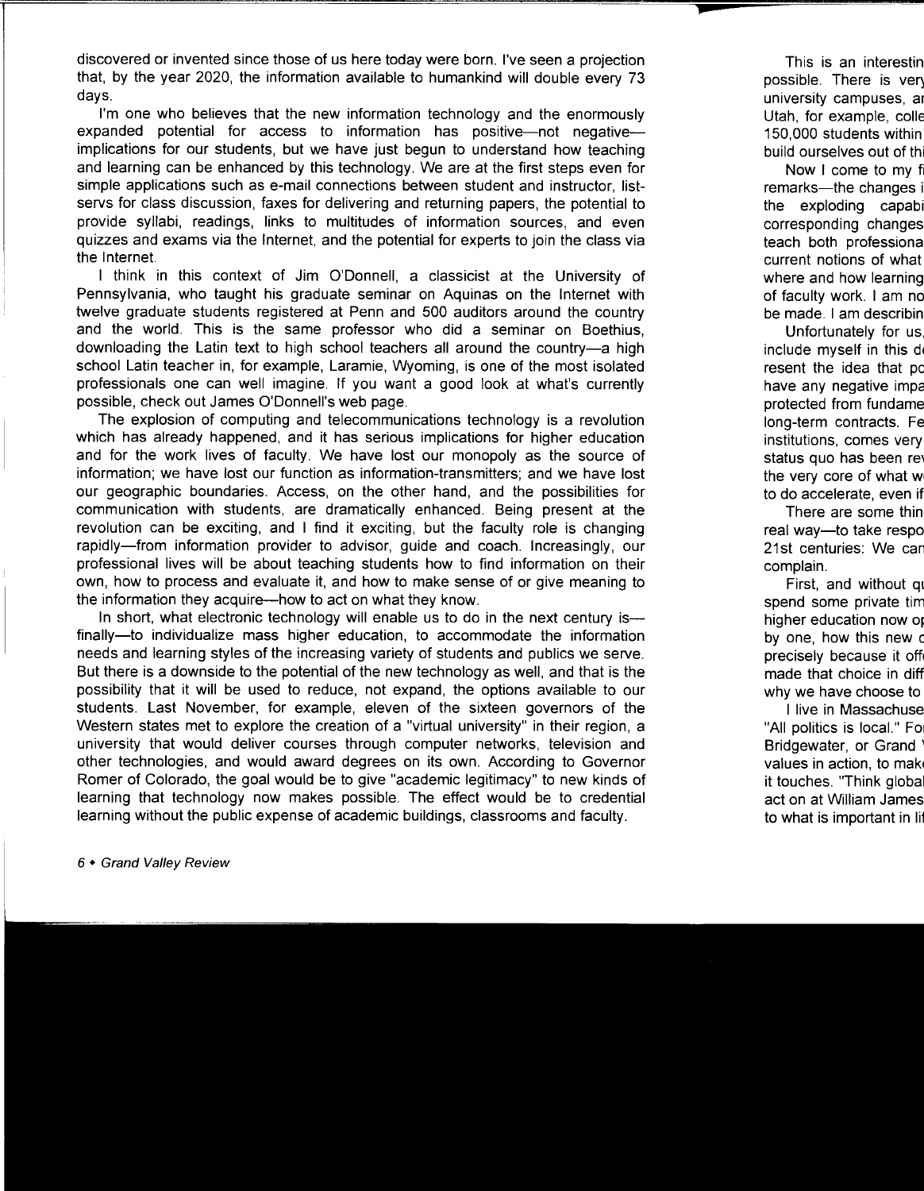discovered or invented since those of us here today were born. I've seen a projection that, by the year 2020, the information available to humankind will double every 73 days.

I'm one who believes that the new information technology and the enormously expanded potential for access to information has positive—not negative—implications for our students, but we have just begun to understand how teaching and learning can be enhanced by this technology. We are at the first steps even for simple applications such as e-mail connections between student and instructor, list-servs for class discussion, faxes for delivering and returning papers, the potential to provide syllabi, readings, links to multitudes of information sources, and even quizzes and exams via the Internet, and the potential for experts to join the class via the Internet.

I think in this context of Jim O'Donnell, a classicist at the University of Pennsylvania, who taught his graduate seminar on Aquinas on the Internet with twelve graduate students registered at Penn and 500 auditors around the country and the world. This is the same professor who did a seminar on Boethius, downloading the Latin text to high school teachers all around the country—a high school Latin teacher in, for example, Laramie, Wyoming, is one of the most isolated professionals one can well imagine. If you want a good look at what's currently possible, check out James O'Donnell's web page.

The explosion of computing and telecommunications technology is a revolution which has already happened, and it has serious implications for higher education and for the work lives of faculty. We have lost our monopoly as the source of information; we have lost our function as information-transmitters; and we have lost our geographic boundaries. Access, on the other hand, and the possibilities for communication with students, are dramatically enhanced. Being present at the revolution can be exciting, and I find it exciting, but the faculty role is changing rapidly—from information provider to advisor, guide and coach. Increasingly, our professional lives will be about teaching students how to find information on their own, how to process and evaluate it, and how to make sense of or give meaning to the information they acquire—how to act on what they know.

In short, what electronic technology will enable us to do in the next century is—finally—to individualize mass higher education, to accommodate the information needs and learning styles of the increasing variety of students and publics we serve. But there is a downside to the potential of the new technology as well, and that is the possibility that it will be used to reduce, not expand, the options available to our students. Last November, for example, eleven of the sixteen governors of the Western states met to explore the creation of a "virtual university" in their region, a university that would deliver courses through computer networks, television and other technologies, and would award degrees on its own. According to Governor Romer of Colorado, the goal would be to give "academic legitimacy" to new kinds of learning that technology now makes possible. The effect would be to credential learning without the public expense of academic buildings, classrooms and faculty.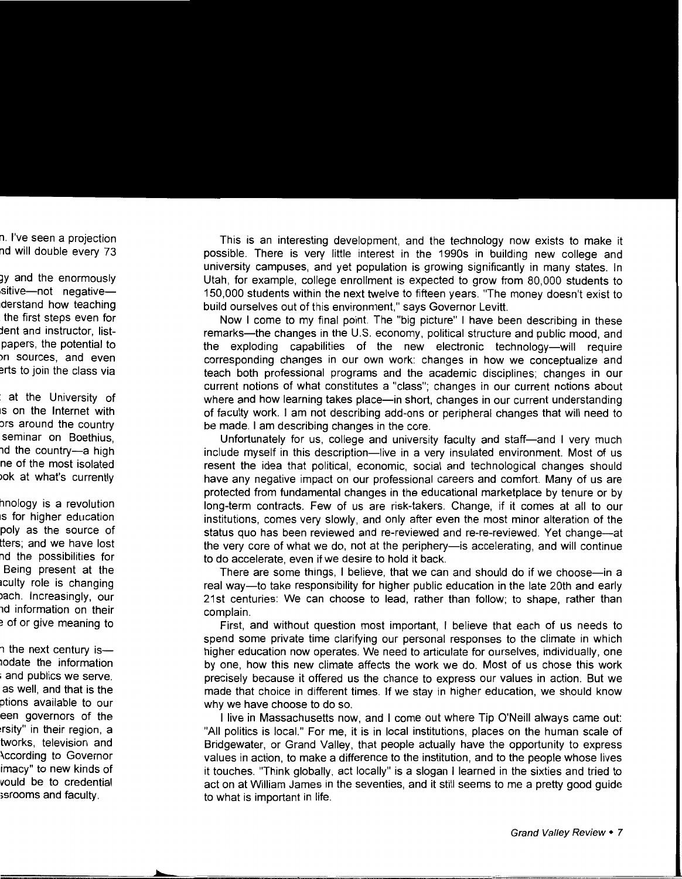This is an interesting development, and the technology now exists to make it possible. There is very little interest in the 1990s in building new college and university campuses, and yet population is growing significantly in many states. In Utah, for example, college enrollment is expected to grow from 80,000 students to 150,000 students within the next twelve to fifteen years. "The money doesn't exist to build ourselves out of this environment," says Governor Levitt.

Now I come to my final point. The "big picture" I have been describing in these remarks—the changes in the U.S. economy, political structure and public mood, and the exploding capabilities of the new electronic technology—will require corresponding changes in our own work: changes in how we conceptualize and teach both professional programs and the academic disciplines; changes in our current notions of what constitutes a "class"; changes in our current notions about where and how learning takes place—in short, changes in our current understanding of faculty work. I am not describing add-ons or peripheral changes that will need to be made. I am describing changes in the core.

Unfortunately for us, college and university faculty and staff—and I very much include myself in this description—live in a very insulated environment. Most of us resent the idea that political, economic, social and technological changes should have any negative impact on our professional careers and comfort. Many of us are protected from fundamental changes in the educational marketplace by tenure or by long-term contracts. Few of us are risk-takers. Change, if it comes at all to our institutions, comes very slowly, and only after even the most minor alteration of the status quo has been reviewed and re-reviewed and re-re-reviewed. Yet change—at the very core of what we do, not at the periphery—is accelerating, and will continue to do accelerate, even if we desire to hold it back.

There are some things, I believe, that we can and should do if we choose—in a real way—to take responsibility for higher public education in the late 20th and early 21st centuries: We can choose to lead, rather than follow; to shape, rather than complain.

First, and without question most important, I believe that each of us needs to spend some private time clarifying our personal responses to the climate in which higher education now operates. We need to articulate for ourselves, individually, one by one, how this new climate affects the work we do. Most of us chose this work precisely because it offered us the chance to express our values in action. But we made that choice in different times. If we stay in higher education, we should know why we have choose to do so.

I live in Massachusetts now, and I come out where Tip O'Neill always came out: "All politics is local." For me, it is in local institutions, places on the human scale of Bridgewater, or Grand Valley, that people actually have the opportunity to express values in action, to make a difference to the institution, and to the people whose lives it touches. "Think globally, act locally" is a slogan I learned in the sixties and tried to act on at William James in the seventies, and it still seems to me a pretty good guide to what is important in life.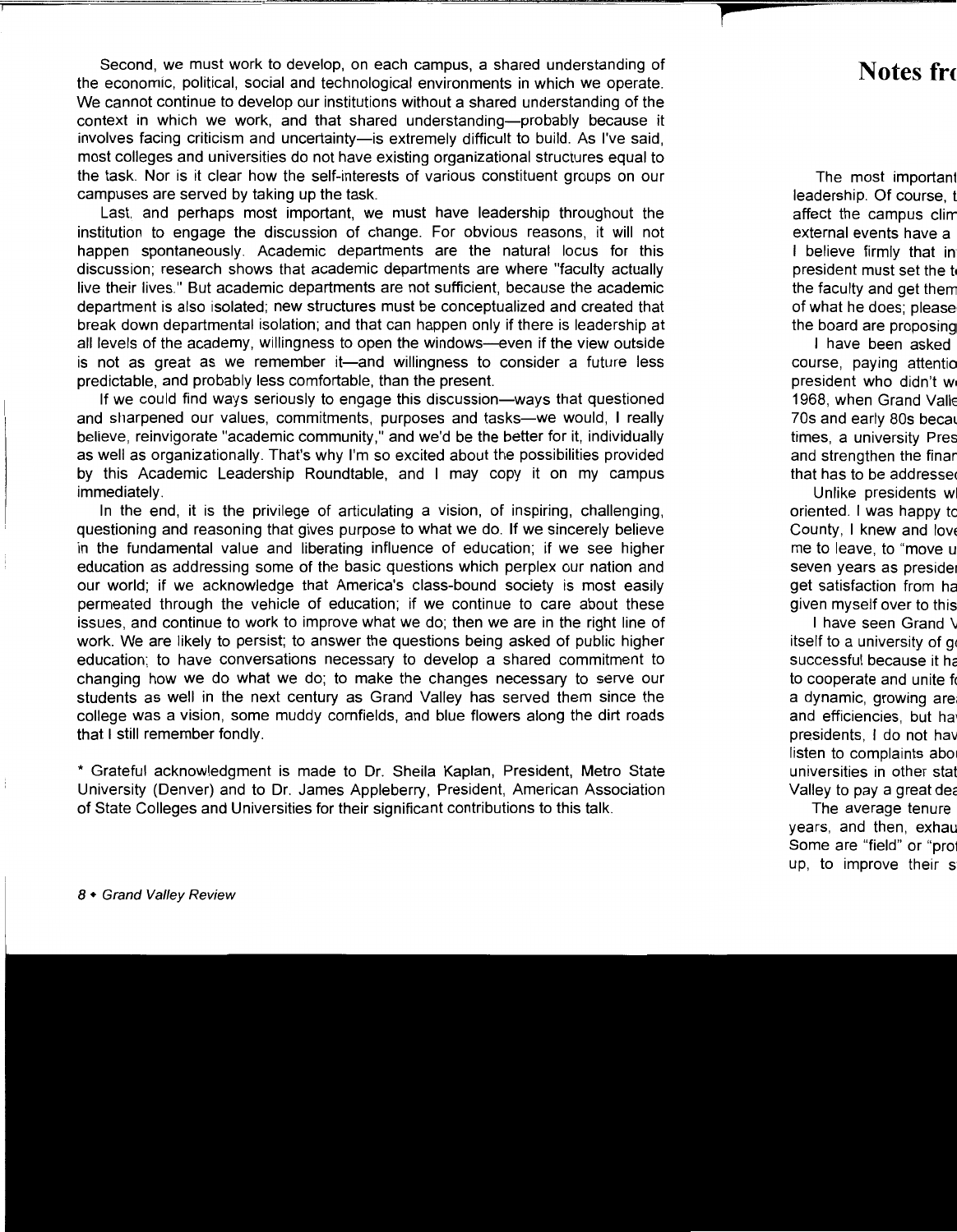Second, we must work to develop, on each campus, a shared understanding of the economic, political, social and technological environments in which we operate. We cannot continue to develop our institutions without a shared understanding of the context in which we work, and that shared understanding—probably because it involves facing criticism and uncertainty—is extremely difficult to build. As I've said, most colleges and universities do not have existing organizational structures equal to the task. Nor is it clear how the self-interests of various constituent groups on our campuses are served by taking up the task.

Last, and perhaps most important, we must have leadership throughout the institution to engage the discussion of change. For obvious reasons, it will not happen spontaneously. Academic departments are the natural locus for this discussion; research shows that academic departments are where "faculty actually live their lives." But academic departments are not sufficient, because the academic department is also isolated; new structures must be conceptualized and created that break down departmental isolation; and that can happen only if there is leadership at all levels of the academy, willingness to open the windows—even if the view outside is not as great as we remember it—and willingness to consider a future less predictable, and probably less comfortable, than the present.

If we could find ways seriously to engage this discussion—ways that questioned and sharpened our values, commitments, purposes and tasks—we would, I really believe, reinvigorate "academic community," and we'd be the better for it, individually as well as organizationally. That's why I'm so excited about the possibilities provided by this Academic Leadership Roundtable, and I may copy it on my campus immediately.

In the end, it is the privilege of articulating a vision, of inspiring, challenging, questioning and reasoning that gives purpose to what we do. If we sincerely believe in the fundamental value and liberating influence of education; if we see higher education as addressing some of the basic questions which perplex our nation and our world; if we acknowledge that America's class-bound society is most easily permeated through the vehicle of education; if we continue to care about these issues, and continue to work to improve what we do; then we are in the right line of work. We are likely to persist; to answer the questions being asked of public higher education; to have conversations necessary to develop a shared commitment to changing how we do what we do; to make the changes necessary to serve our students as well in the next century as Grand Valley has served them since the college was a vision, some muddy cornfields, and blue flowers along the dirt roads that I still remember fondly.

* Grateful acknowledgment is made to Dr. Sheila Kaplan, President, Metro State University (Denver) and to Dr. James Appleberry, President, American Association of State Colleges and Universities for their significant contributions to this talk.